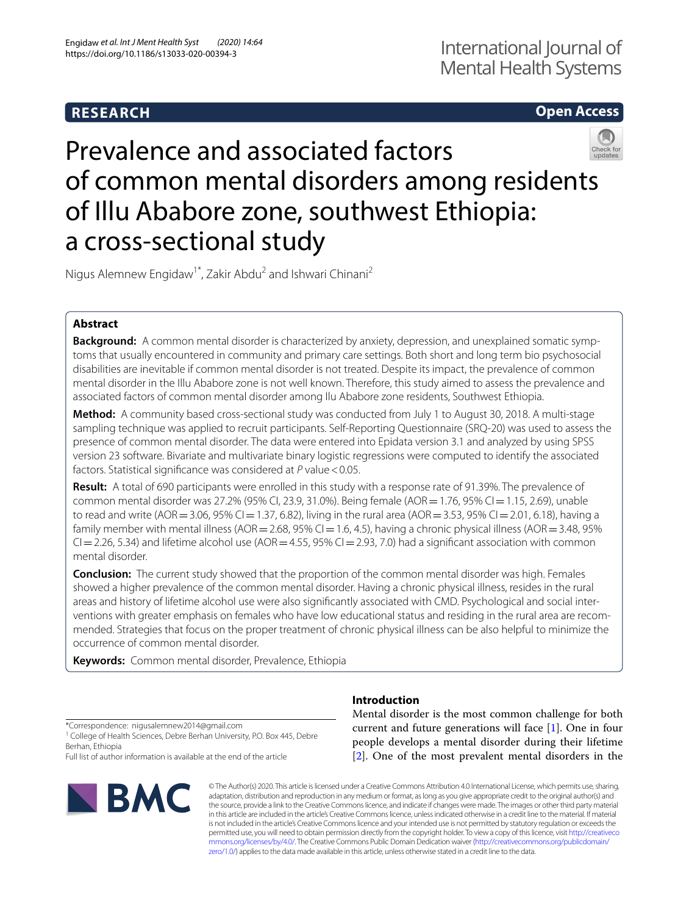RESEARCH

Open Access

# Prevalence and associated factors of common mental disorders among residents of Illu Ababore zone, southwest Ethiopia: a cross-sectional study

Nigus Alemnew Engidaw[1*], Zakir Abdu[2] and Ishwari Chinani[2]

## Abstract

**Background:** A common mental disorder is characterized by anxiety, depression, and unexplained somatic symptoms that usually encountered in community and primary care settings. Both short and long term bio psychosocial disabilities are inevitable if common mental disorder is not treated. Despite its impact, the prevalence of common mental disorder in the Illu Ababore zone is not well known. Therefore, this study aimed to assess the prevalence and associated factors of common mental disorder among Ilu Ababore zone residents, Southwest Ethiopia.

**Method:** A community based cross-sectional study was conducted from July 1 to August 30, 2018. A multi-stage sampling technique was applied to recruit participants. Self-Reporting Questionnaire (SRQ-20) was used to assess the presence of common mental disorder. The data were entered into Epidata version 3.1 and analyzed by using SPSS version 23 software. Bivariate and multivariate binary logistic regressions were computed to identify the associated factors. Statistical significance was considered at *P* value < 0.05.

**Result:** A total of 690 participants were enrolled in this study with a response rate of 91.39%. The prevalence of common mental disorder was 27.2% (95% CI, 23.9, 31.0%). Being female (AOR = 1.76, 95% CI = 1.15, 2.69), unable to read and write (AOR = 3.06, 95% CI = 1.37, 6.82), living in the rural area (AOR = 3.53, 95% CI = 2.01, 6.18), having a family member with mental illness (AOR = 2.68, 95% CI = 1.6, 4.5), having a chronic physical illness (AOR = 3.48, 95% CI = 2.26, 5.34) and lifetime alcohol use (AOR = 4.55, 95% CI = 2.93, 7.0) had a significant association with common mental disorder.

**Conclusion:** The current study showed that the proportion of the common mental disorder was high. Females showed a higher prevalence of the common mental disorder. Having a chronic physical illness, resides in the rural areas and history of lifetime alcohol use were also significantly associated with CMD. Psychological and social interventions with greater emphasis on females who have low educational status and residing in the rural area are recommended. Strategies that focus on the proper treatment of chronic physical illness can be also helpful to minimize the occurrence of common mental disorder.

**Keywords:** Common mental disorder, Prevalence, Ethiopia

*Correspondence: nigusalemnew2014@gmail.com
[1] College of Health Sciences, Debre Berhan University, P.O. Box 445, Debre Berhan, Ethiopia
Full list of author information is available at the end of the article

## Introduction

Mental disorder is the most common challenge for both current and future generations will face [1]. One in four people develops a mental disorder during their lifetime [2]. One of the most prevalent mental disorders in the

© The Author(s) 2020. This article is licensed under a Creative Commons Attribution 4.0 International License, which permits use, sharing, adaptation, distribution and reproduction in any medium or format, as long as you give appropriate credit to the original author(s) and the source, provide a link to the Creative Commons licence, and indicate if changes were made. The images or other third party material in this article are included in the article's Creative Commons licence, unless indicated otherwise in a credit line to the material. If material is not included in the article's Creative Commons licence and your intended use is not permitted by statutory regulation or exceeds the permitted use, you will need to obtain permission directly from the copyright holder. To view a copy of this licence, visit http://creativecommons.org/licenses/by/4.0/. The Creative Commons Public Domain Dedication waiver (http://creativecommons.org/publicdomain/zero/1.0/) applies to the data made available in this article, unless otherwise stated in a credit line to the data.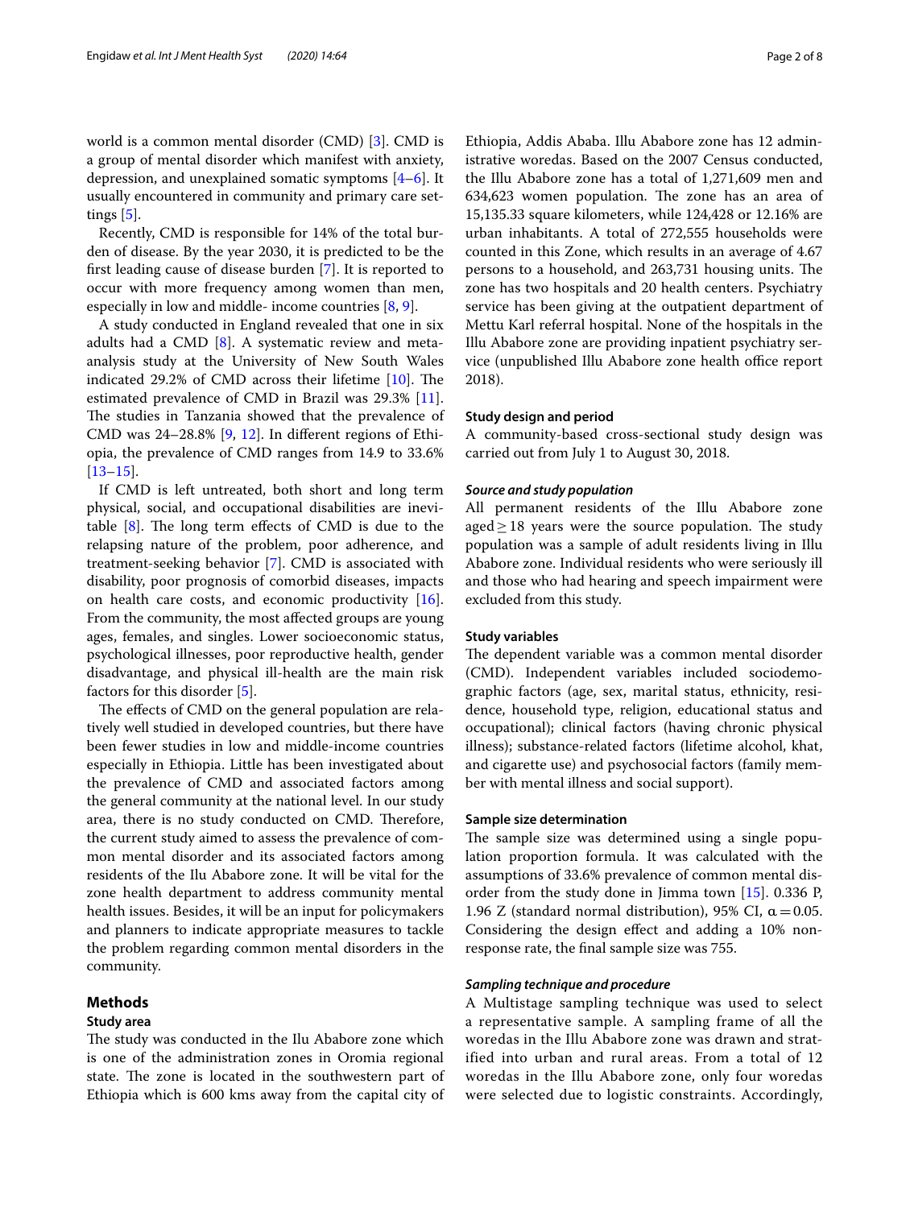world is a common mental disorder (CMD) [3]. CMD is a group of mental disorder which manifest with anxiety, depression, and unexplained somatic symptoms [4–6]. It usually encountered in community and primary care settings [5].

Recently, CMD is responsible for 14% of the total burden of disease. By the year 2030, it is predicted to be the first leading cause of disease burden [7]. It is reported to occur with more frequency among women than men, especially in low and middle- income countries [8, 9].

A study conducted in England revealed that one in six adults had a CMD [8]. A systematic review and meta-analysis study at the University of New South Wales indicated 29.2% of CMD across their lifetime [10]. The estimated prevalence of CMD in Brazil was 29.3% [11]. The studies in Tanzania showed that the prevalence of CMD was 24–28.8% [9, 12]. In different regions of Ethiopia, the prevalence of CMD ranges from 14.9 to 33.6% [13–15].

If CMD is left untreated, both short and long term physical, social, and occupational disabilities are inevitable [8]. The long term effects of CMD is due to the relapsing nature of the problem, poor adherence, and treatment-seeking behavior [7]. CMD is associated with disability, poor prognosis of comorbid diseases, impacts on health care costs, and economic productivity [16]. From the community, the most affected groups are young ages, females, and singles. Lower socioeconomic status, psychological illnesses, poor reproductive health, gender disadvantage, and physical ill-health are the main risk factors for this disorder [5].

The effects of CMD on the general population are relatively well studied in developed countries, but there have been fewer studies in low and middle-income countries especially in Ethiopia. Little has been investigated about the prevalence of CMD and associated factors among the general community at the national level. In our study area, there is no study conducted on CMD. Therefore, the current study aimed to assess the prevalence of common mental disorder and its associated factors among residents of the Ilu Ababore zone. It will be vital for the zone health department to address community mental health issues. Besides, it will be an input for policymakers and planners to indicate appropriate measures to tackle the problem regarding common mental disorders in the community.

## Methods

### Study area

The study was conducted in the Ilu Ababore zone which is one of the administration zones in Oromia regional state. The zone is located in the southwestern part of Ethiopia which is 600 kms away from the capital city of Ethiopia, Addis Ababa. Illu Ababore zone has 12 administrative woredas. Based on the 2007 Census conducted, the Illu Ababore zone has a total of 1,271,609 men and 634,623 women population. The zone has an area of 15,135.33 square kilometers, while 124,428 or 12.16% are urban inhabitants. A total of 272,555 households were counted in this Zone, which results in an average of 4.67 persons to a household, and 263,731 housing units. The zone has two hospitals and 20 health centers. Psychiatry service has been giving at the outpatient department of Mettu Karl referral hospital. None of the hospitals in the Illu Ababore zone are providing inpatient psychiatry service (unpublished Illu Ababore zone health office report 2018).

### Study design and period

A community-based cross-sectional study design was carried out from July 1 to August 30, 2018.

#### *Source and study population*

All permanent residents of the Illu Ababore zone aged ≥ 18 years were the source population. The study population was a sample of adult residents living in Illu Ababore zone. Individual residents who were seriously ill and those who had hearing and speech impairment were excluded from this study.

### Study variables

The dependent variable was a common mental disorder (CMD). Independent variables included sociodemographic factors (age, sex, marital status, ethnicity, residence, household type, religion, educational status and occupational); clinical factors (having chronic physical illness); substance-related factors (lifetime alcohol, khat, and cigarette use) and psychosocial factors (family member with mental illness and social support).

### Sample size determination

The sample size was determined using a single population proportion formula. It was calculated with the assumptions of 33.6% prevalence of common mental disorder from the study done in Jimma town [15]. 0.336 P, 1.96 Z (standard normal distribution), 95% CI, $\alpha = 0.05$. Considering the design effect and adding a 10% non-response rate, the final sample size was 755.

#### *Sampling technique and procedure*

A Multistage sampling technique was used to select a representative sample. A sampling frame of all the woredas in the Illu Ababore zone was drawn and stratified into urban and rural areas. From a total of 12 woredas in the Illu Ababore zone, only four woredas were selected due to logistic constraints. Accordingly,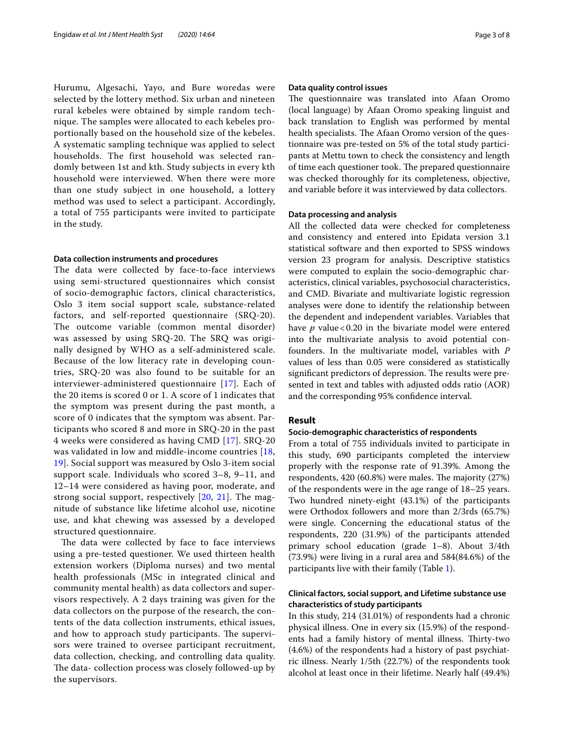Hurumu, Algesachi, Yayo, and Bure woredas were selected by the lottery method. Six urban and nineteen rural kebeles were obtained by simple random technique. The samples were allocated to each kebeles proportionally based on the household size of the kebeles. A systematic sampling technique was applied to select households. The first household was selected randomly between 1st and kth. Study subjects in every kth household were interviewed. When there were more than one study subject in one household, a lottery method was used to select a participant. Accordingly, a total of 755 participants were invited to participate in the study.

### Data collection instruments and procedures

The data were collected by face-to-face interviews using semi-structured questionnaires which consist of socio-demographic factors, clinical characteristics, Oslo 3 item social support scale, substance-related factors, and self-reported questionnaire (SRQ-20). The outcome variable (common mental disorder) was assessed by using SRQ-20. The SRQ was originally designed by WHO as a self-administered scale. Because of the low literacy rate in developing countries, SRQ-20 was also found to be suitable for an interviewer-administered questionnaire [17]. Each of the 20 items is scored 0 or 1. A score of 1 indicates that the symptom was present during the past month, a score of 0 indicates that the symptom was absent. Participants who scored 8 and more in SRQ-20 in the past 4 weeks were considered as having CMD [17]. SRQ-20 was validated in low and middle-income countries [18, 19]. Social support was measured by Oslo 3-item social support scale. Individuals who scored 3–8, 9–11, and 12–14 were considered as having poor, moderate, and strong social support, respectively [20, 21]. The magnitude of substance like lifetime alcohol use, nicotine use, and khat chewing was assessed by a developed structured questionnaire.

The data were collected by face to face interviews using a pre-tested questioner. We used thirteen health extension workers (Diploma nurses) and two mental health professionals (MSc in integrated clinical and community mental health) as data collectors and supervisors respectively. A 2 days training was given for the data collectors on the purpose of the research, the contents of the data collection instruments, ethical issues, and how to approach study participants. The supervisors were trained to oversee participant recruitment, data collection, checking, and controlling data quality. The data- collection process was closely followed-up by the supervisors.

### Data quality control issues

The questionnaire was translated into Afaan Oromo (local language) by Afaan Oromo speaking linguist and back translation to English was performed by mental health specialists. The Afaan Oromo version of the questionnaire was pre-tested on 5% of the total study participants at Mettu town to check the consistency and length of time each questioner took. The prepared questionnaire was checked thoroughly for its completeness, objective, and variable before it was interviewed by data collectors.

### Data processing and analysis

All the collected data were checked for completeness and consistency and entered into Epidata version 3.1 statistical software and then exported to SPSS windows version 23 program for analysis. Descriptive statistics were computed to explain the socio-demographic characteristics, clinical variables, psychosocial characteristics, and CMD. Bivariate and multivariate logistic regression analyses were done to identify the relationship between the dependent and independent variables. Variables that have $p$ value $<0.20$ in the bivariate model were entered into the multivariate analysis to avoid potential confounders. In the multivariate model, variables with $P$ values of less than 0.05 were considered as statistically significant predictors of depression. The results were presented in text and tables with adjusted odds ratio (AOR) and the corresponding 95% confidence interval.

## Result

### Socio-demographic characteristics of respondents

From a total of 755 individuals invited to participate in this study, 690 participants completed the interview properly with the response rate of 91.39%. Among the respondents, 420 (60.8%) were males. The majority (27%) of the respondents were in the age range of 18–25 years. Two hundred ninety-eight (43.1%) of the participants were Orthodox followers and more than 2/3rds (65.7%) were single. Concerning the educational status of the respondents, 220 (31.9%) of the participants attended primary school education (grade 1–8). About 3/4th (73.9%) were living in a rural area and 584(84.6%) of the participants live with their family (Table 1).

### Clinical factors, social support, and Lifetime substance use characteristics of study participants

In this study, 214 (31.01%) of respondents had a chronic physical illness. One in every six (15.9%) of the respondents had a family history of mental illness. Thirty-two (4.6%) of the respondents had a history of past psychiatric illness. Nearly 1/5th (22.7%) of the respondents took alcohol at least once in their lifetime. Nearly half (49.4%)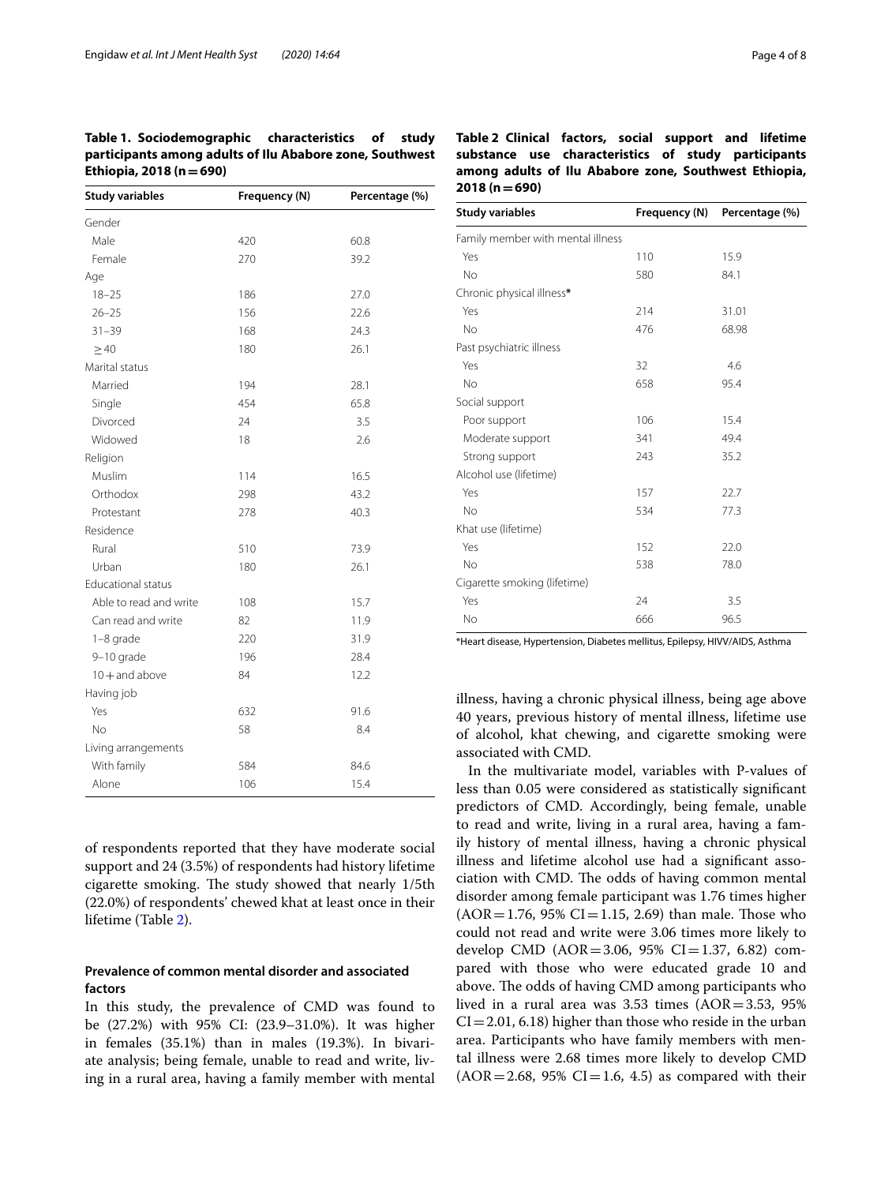**Table 1. Sociodemographic characteristics of study participants among adults of Ilu Ababore zone, Southwest Ethiopia, 2018 (n = 690)**

| Study variables | Frequency (N) | Percentage (%) |
|---|---|---|
| Gender | | |
| Male | 420 | 60.8 |
| Female | 270 | 39.2 |
| Age | | |
| 18–25 | 186 | 27.0 |
| 26–25 | 156 | 22.6 |
| 31–39 | 168 | 24.3 |
| ≥ 40 | 180 | 26.1 |
| Marital status | | |
| Married | 194 | 28.1 |
| Single | 454 | 65.8 |
| Divorced | 24 | 3.5 |
| Widowed | 18 | 2.6 |
| Religion | | |
| Muslim | 114 | 16.5 |
| Orthodox | 298 | 43.2 |
| Protestant | 278 | 40.3 |
| Residence | | |
| Rural | 510 | 73.9 |
| Urban | 180 | 26.1 |
| Educational status | | |
| Able to read and write | 108 | 15.7 |
| Can read and write | 82 | 11.9 |
| 1–8 grade | 220 | 31.9 |
| 9–10 grade | 196 | 28.4 |
| 10 + and above | 84 | 12.2 |
| Having job | | |
| Yes | 632 | 91.6 |
| No | 58 | 8.4 |
| Living arrangements | | |
| With family | 584 | 84.6 |
| Alone | 106 | 15.4 |

of respondents reported that they have moderate social support and 24 (3.5%) of respondents had history lifetime cigarette smoking. The study showed that nearly 1/5th (22.0%) of respondents' chewed khat at least once in their lifetime (Table 2).

**Table 2 Clinical factors, social support and lifetime substance use characteristics of study participants among adults of Ilu Ababore zone, Southwest Ethiopia, 2018 (n = 690)**

| Study variables | Frequency (N) | Percentage (%) |
|---|---|---|
| Family member with mental illness | | |
| Yes | 110 | 15.9 |
| No | 580 | 84.1 |
| Chronic physical illness* | | |
| Yes | 214 | 31.01 |
| No | 476 | 68.98 |
| Past psychiatric illness | | |
| Yes | 32 | 4.6 |
| No | 658 | 95.4 |
| Social support | | |
| Poor support | 106 | 15.4 |
| Moderate support | 341 | 49.4 |
| Strong support | 243 | 35.2 |
| Alcohol use (lifetime) | | |
| Yes | 157 | 22.7 |
| No | 534 | 77.3 |
| Khat use (lifetime) | | |
| Yes | 152 | 22.0 |
| No | 538 | 78.0 |
| Cigarette smoking (lifetime) | | |
| Yes | 24 | 3.5 |
| No | 666 | 96.5 |

*Heart disease, Hypertension, Diabetes mellitus, Epilepsy, HIVV/AIDS, Asthma

### Prevalence of common mental disorder and associated factors

In this study, the prevalence of CMD was found to be (27.2%) with 95% CI: (23.9–31.0%). It was higher in females (35.1%) than in males (19.3%). In bivariate analysis; being female, unable to read and write, living in a rural area, having a family member with mental illness, having a chronic physical illness, being age above 40 years, previous history of mental illness, lifetime use of alcohol, khat chewing, and cigarette smoking were associated with CMD.

In the multivariate model, variables with P-values of less than 0.05 were considered as statistically significant predictors of CMD. Accordingly, being female, unable to read and write, living in a rural area, having a family history of mental illness, having a chronic physical illness and lifetime alcohol use had a significant association with CMD. The odds of having common mental disorder among female participant was 1.76 times higher (AOR = 1.76, 95% CI = 1.15, 2.69) than male. Those who could not read and write were 3.06 times more likely to develop CMD (AOR = 3.06, 95% CI = 1.37, 6.82) compared with those who were educated grade 10 and above. The odds of having CMD among participants who lived in a rural area was 3.53 times (AOR = 3.53, 95% CI = 2.01, 6.18) higher than those who reside in the urban area. Participants who have family members with mental illness were 2.68 times more likely to develop CMD (AOR = 2.68, 95% CI = 1.6, 4.5) as compared with their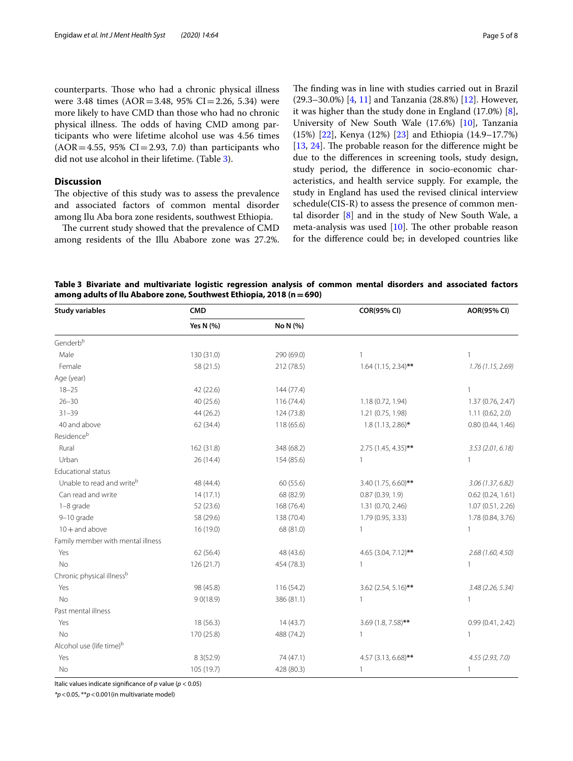counterparts. Those who had a chronic physical illness were 3.48 times (AOR = 3.48, 95% CI = 2.26, 5.34) were more likely to have CMD than those who had no chronic physical illness. The odds of having CMD among participants who were lifetime alcohol use was 4.56 times (AOR = 4.55, 95% CI = 2.93, 7.0) than participants who did not use alcohol in their lifetime. (Table 3).

## Discussion

The objective of this study was to assess the prevalence and associated factors of common mental disorder among Ilu Aba bora zone residents, southwest Ethiopia.

The current study showed that the prevalence of CMD among residents of the Illu Ababore zone was 27.2%. The finding was in line with studies carried out in Brazil (29.3–30.0%) [4, 11] and Tanzania (28.8%) [12]. However, it was higher than the study done in England (17.0%) [8], University of New South Wale (17.6%) [10], Tanzania (15%) [22], Kenya (12%) [23] and Ethiopia (14.9–17.7%) [13, 24]. The probable reason for the difference might be due to the differences in screening tools, study design, study period, the difference in socio-economic characteristics, and health service supply. For example, the study in England has used the revised clinical interview schedule(CIS-R) to assess the presence of common mental disorder [8] and in the study of New South Wale, a meta-analysis was used [10]. The other probable reason for the difference could be; in developed countries like

**Table 3 Bivariate and multivariate logistic regression analysis of common mental disorders and associated factors among adults of Ilu Ababore zone, Southwest Ethiopia, 2018 (n = 690)**

| Study variables | CMD | | COR(95% CI) | AOR(95% CI) |
|---|---|---|---|---|
| | Yes N (%) | No N (%) | | |
| Gender[b] | | | | |
| Male | 130 (31.0) | 290 (69.0) | 1 | 1 |
| Female | 58 (21.5) | 212 (78.5) | 1.64 (1.15, 2.34)** | *1.76 (1.15, 2.69)* |
| Age (year) | | | | |
| 18–25 | 42 (22.6) | 144 (77.4) | | 1 |
| 26–30 | 40 (25.6) | 116 (74.4) | 1.18 (0.72, 1.94) | 1.37 (0.76, 2.47) |
| 31–39 | 44 (26.2) | 124 (73.8) | 1.21 (0.75, 1.98) | 1.11 (0.62, 2.0) |
| 40 and above | 62 (34.4) | 118 (65.6) | 1.8 (1.13, 2.86)* | 0.80 (0.44, 1.46) |
| Residence[b] | | | | |
| Rural | 162 (31.8) | 348 (68.2) | 2.75 (1.45, 4.35)** | *3.53 (2.01, 6.18)* |
| Urban | 26 (14.4) | 154 (85.6) | 1 | 1 |
| Educational status | | | | |
| Unable to read and write[b] | 48 (44.4) | 60 (55.6) | 3.40 (1.75, 6.60)** | *3.06 (1.37, 6.82)* |
| Can read and write | 14 (17.1) | 68 (82.9) | 0.87 (0.39, 1.9) | 0.62 (0.24, 1.61) |
| 1–8 grade | 52 (23.6) | 168 (76.4) | 1.31 (0.70, 2.46) | 1.07 (0.51, 2.26) |
| 9–10 grade | 58 (29.6) | 138 (70.4) | 1.79 (0.95, 3.33) | 1.78 (0.84, 3.76) |
| 10 + and above | 16 (19.0) | 68 (81.0) | 1 | 1 |
| Family member with mental illness | | | | |
| Yes | 62 (56.4) | 48 (43.6) | 4.65 (3.04, 7.12)** | *2.68 (1.60, 4.50)* |
| No | 126 (21.7) | 454 (78.3) | 1 | 1 |
| Chronic physical illness[b] | | | | |
| Yes | 98 (45.8) | 116 (54.2) | 3.62 (2.54, 5.16)** | *3.48 (2.26, 5.34)* |
| No | 9 0(18.9) | 386 (81.1) | 1 | 1 |
| Past mental illness | | | | |
| Yes | 18 (56.3) | 14 (43.7) | 3.69 (1.8, 7.58)** | 0.99 (0.41, 2.42) |
| No | 170 (25.8) | 488 (74.2) | 1 | 1 |
| Alcohol use (life time)[b] | | | | |
| Yes | 8 3(52.9) | 74 (47.1) | 4.57 (3.13, 6.68)** | *4.55 (2.93, 7.0)* |
| No | 105 (19.7) | 428 (80.3) | 1 | 1 |

Italic values indicate significance of *p* value ($p < 0.05$)

*$p < 0.05$, **$p < 0.001$(in multivariate model)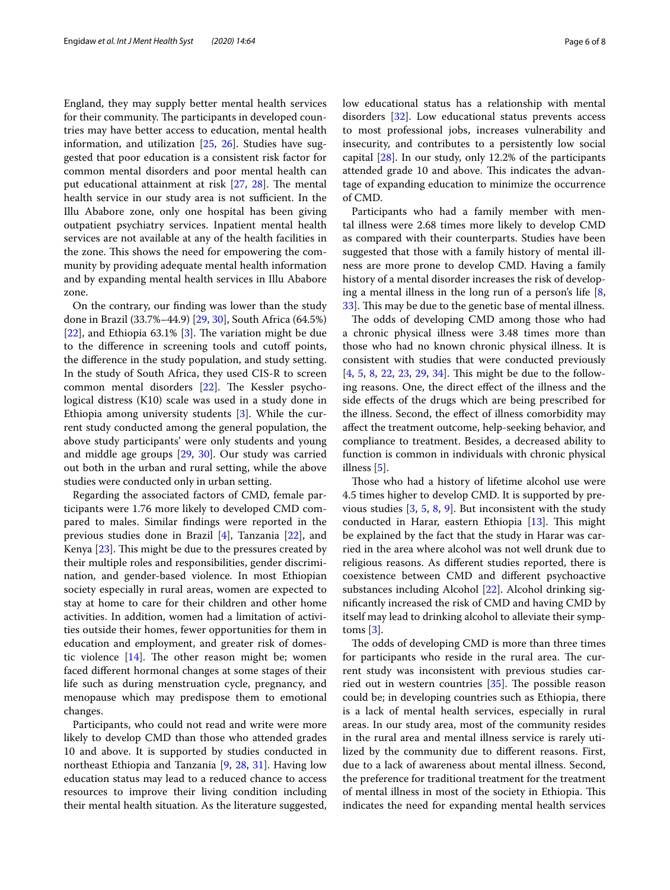England, they may supply better mental health services for their community. The participants in developed countries may have better access to education, mental health information, and utilization [25, 26]. Studies have suggested that poor education is a consistent risk factor for common mental disorders and poor mental health can put educational attainment at risk [27, 28]. The mental health service in our study area is not sufficient. In the Illu Ababore zone, only one hospital has been giving outpatient psychiatry services. Inpatient mental health services are not available at any of the health facilities in the zone. This shows the need for empowering the community by providing adequate mental health information and by expanding mental health services in Illu Ababore zone.

On the contrary, our finding was lower than the study done in Brazil (33.7%–44.9) [29, 30], South Africa (64.5%) [22], and Ethiopia 63.1% [3]. The variation might be due to the difference in screening tools and cutoff points, the difference in the study population, and study setting. In the study of South Africa, they used CIS-R to screen common mental disorders [22]. The Kessler psychological distress (K10) scale was used in a study done in Ethiopia among university students [3]. While the current study conducted among the general population, the above study participants' were only students and young and middle age groups [29, 30]. Our study was carried out both in the urban and rural setting, while the above studies were conducted only in urban setting.

Regarding the associated factors of CMD, female participants were 1.76 more likely to developed CMD compared to males. Similar findings were reported in the previous studies done in Brazil [4], Tanzania [22], and Kenya [23]. This might be due to the pressures created by their multiple roles and responsibilities, gender discrimination, and gender-based violence. In most Ethiopian society especially in rural areas, women are expected to stay at home to care for their children and other home activities. In addition, women had a limitation of activities outside their homes, fewer opportunities for them in education and employment, and greater risk of domestic violence [14]. The other reason might be; women faced different hormonal changes at some stages of their life such as during menstruation cycle, pregnancy, and menopause which may predispose them to emotional changes.

Participants, who could not read and write were more likely to develop CMD than those who attended grades 10 and above. It is supported by studies conducted in northeast Ethiopia and Tanzania [9, 28, 31]. Having low education status may lead to a reduced chance to access resources to improve their living condition including their mental health situation. As the literature suggested, low educational status has a relationship with mental disorders [32]. Low educational status prevents access to most professional jobs, increases vulnerability and insecurity, and contributes to a persistently low social capital [28]. In our study, only 12.2% of the participants attended grade 10 and above. This indicates the advantage of expanding education to minimize the occurrence of CMD.

Participants who had a family member with mental illness were 2.68 times more likely to develop CMD as compared with their counterparts. Studies have been suggested that those with a family history of mental illness are more prone to develop CMD. Having a family history of a mental disorder increases the risk of developing a mental illness in the long run of a person's life [8, 33]. This may be due to the genetic base of mental illness.

The odds of developing CMD among those who had a chronic physical illness were 3.48 times more than those who had no known chronic physical illness. It is consistent with studies that were conducted previously [4, 5, 8, 22, 23, 29, 34]. This might be due to the following reasons. One, the direct effect of the illness and the side effects of the drugs which are being prescribed for the illness. Second, the effect of illness comorbidity may affect the treatment outcome, help-seeking behavior, and compliance to treatment. Besides, a decreased ability to function is common in individuals with chronic physical illness [5].

Those who had a history of lifetime alcohol use were 4.5 times higher to develop CMD. It is supported by previous studies [3, 5, 8, 9]. But inconsistent with the study conducted in Harar, eastern Ethiopia [13]. This might be explained by the fact that the study in Harar was carried in the area where alcohol was not well drunk due to religious reasons. As different studies reported, there is coexistence between CMD and different psychoactive substances including Alcohol [22]. Alcohol drinking significantly increased the risk of CMD and having CMD by itself may lead to drinking alcohol to alleviate their symptoms [3].

The odds of developing CMD is more than three times for participants who reside in the rural area. The current study was inconsistent with previous studies carried out in western countries [35]. The possible reason could be; in developing countries such as Ethiopia, there is a lack of mental health services, especially in rural areas. In our study area, most of the community resides in the rural area and mental illness service is rarely utilized by the community due to different reasons. First, due to a lack of awareness about mental illness. Second, the preference for traditional treatment for the treatment of mental illness in most of the society in Ethiopia. This indicates the need for expanding mental health services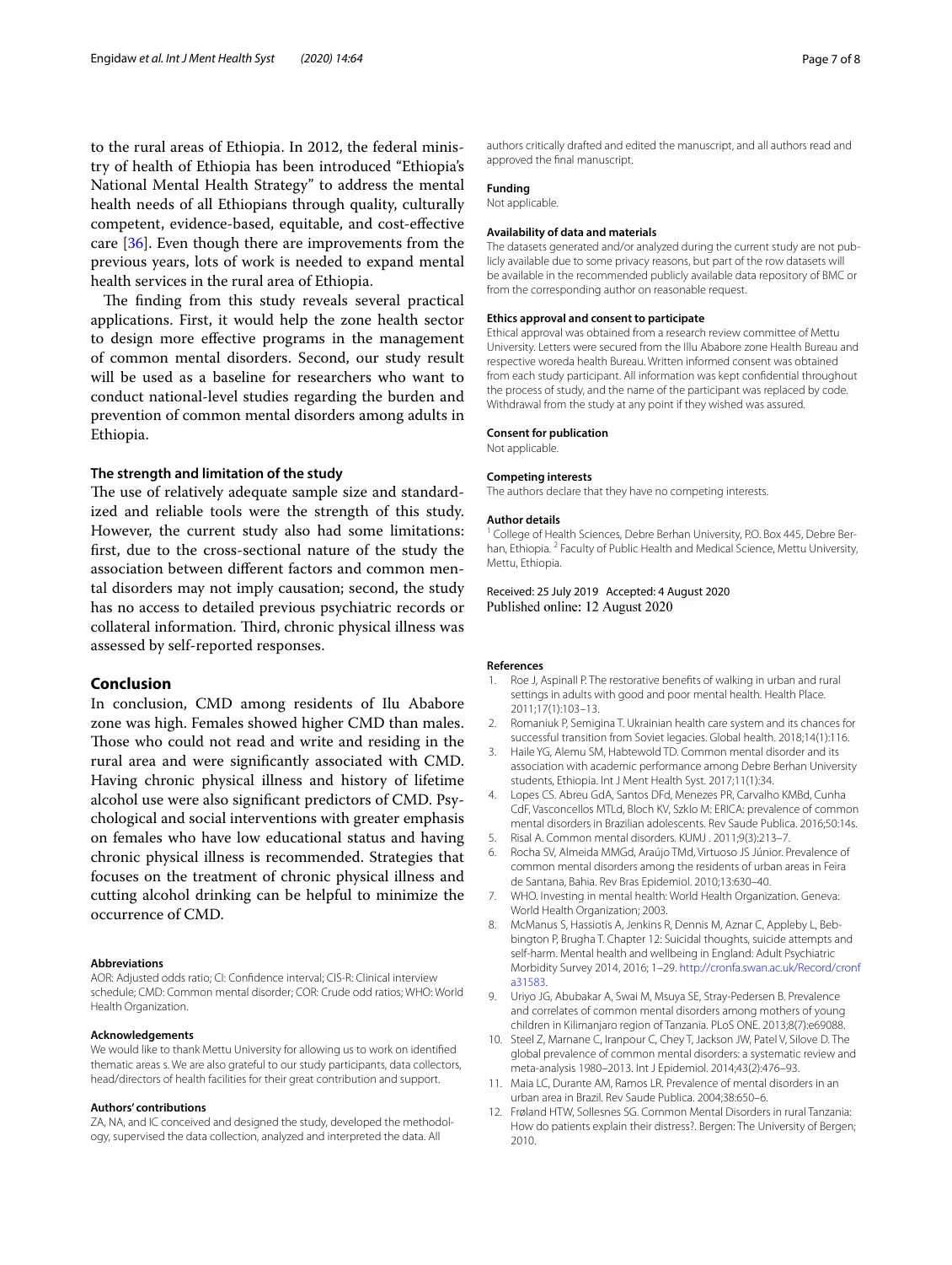to the rural areas of Ethiopia. In 2012, the federal ministry of health of Ethiopia has been introduced "Ethiopia's National Mental Health Strategy" to address the mental health needs of all Ethiopians through quality, culturally competent, evidence-based, equitable, and cost-effective care [36]. Even though there are improvements from the previous years, lots of work is needed to expand mental health services in the rural area of Ethiopia.

The finding from this study reveals several practical applications. First, it would help the zone health sector to design more effective programs in the management of common mental disorders. Second, our study result will be used as a baseline for researchers who want to conduct national-level studies regarding the burden and prevention of common mental disorders among adults in Ethiopia.

### The strength and limitation of the study

The use of relatively adequate sample size and standardized and reliable tools were the strength of this study. However, the current study also had some limitations: first, due to the cross-sectional nature of the study the association between different factors and common mental disorders may not imply causation; second, the study has no access to detailed previous psychiatric records or collateral information. Third, chronic physical illness was assessed by self-reported responses.

## Conclusion

In conclusion, CMD among residents of Ilu Ababore zone was high. Females showed higher CMD than males. Those who could not read and write and residing in the rural area and were significantly associated with CMD. Having chronic physical illness and history of lifetime alcohol use were also significant predictors of CMD. Psychological and social interventions with greater emphasis on females who have low educational status and having chronic physical illness is recommended. Strategies that focuses on the treatment of chronic physical illness and cutting alcohol drinking can be helpful to minimize the occurrence of CMD.

#### Abbreviations

AOR: Adjusted odds ratio; CI: Confidence interval; CIS-R: Clinical interview schedule; CMD: Common mental disorder; COR: Crude odd ratios; WHO: World Health Organization.

#### Acknowledgements

We would like to thank Mettu University for allowing us to work on identified thematic areas s. We are also grateful to our study participants, data collectors, head/directors of health facilities for their great contribution and support.

#### Authors' contributions

ZA, NA, and IC conceived and designed the study, developed the methodology, supervised the data collection, analyzed and interpreted the data. All authors critically drafted and edited the manuscript, and all authors read and approved the final manuscript.

#### Funding

Not applicable.

#### Availability of data and materials

The datasets generated and/or analyzed during the current study are not publicly available due to some privacy reasons, but part of the row datasets will be available in the recommended publicly available data repository of BMC or from the corresponding author on reasonable request.

#### Ethics approval and consent to participate

Ethical approval was obtained from a research review committee of Mettu University. Letters were secured from the Illu Ababore zone Health Bureau and respective woreda health Bureau. Written informed consent was obtained from each study participant. All information was kept confidential throughout the process of study, and the name of the participant was replaced by code. Withdrawal from the study at any point if they wished was assured.

#### Consent for publication

Not applicable.

#### Competing interests

The authors declare that they have no competing interests.

#### Author details

[1] College of Health Sciences, Debre Berhan University, P.O. Box 445, Debre Berhan, Ethiopia. [2] Faculty of Public Health and Medical Science, Mettu University, Mettu, Ethiopia.

Received: 25 July 2019 Accepted: 4 August 2020
Published online: 12 August 2020

#### References

1. Roe J, Aspinall P. The restorative benefits of walking in urban and rural settings in adults with good and poor mental health. Health Place. 2011;17(1):103–13.
2. Romaniuk P, Semigina T. Ukrainian health care system and its chances for successful transition from Soviet legacies. Global health. 2018;14(1):116.
3. Haile YG, Alemu SM, Habtewold TD. Common mental disorder and its association with academic performance among Debre Berhan University students, Ethiopia. Int J Ment Health Syst. 2017;11(1):34.
4. Lopes CS. Abreu GdA, Santos DFd, Menezes PR, Carvalho KMBd, Cunha CdF, Vasconcellos MTLd, Bloch KV, Szklo M: ERICA: prevalence of common mental disorders in Brazilian adolescents. Rev Saude Publica. 2016;50:14s.
5. Risal A. Common mental disorders. KUMJ . 2011;9(3):213–7.
6. Rocha SV, Almeida MMGd, Araújo TMd, Virtuoso JS Júnior. Prevalence of common mental disorders among the residents of urban areas in Feira de Santana, Bahia. Rev Bras Epidemiol. 2010;13:630–40.
7. WHO. Investing in mental health: World Health Organization. Geneva: World Health Organization; 2003.
8. McManus S, Hassiotis A, Jenkins R, Dennis M, Aznar C, Appleby L, Bebbington P, Brugha T. Chapter 12: Suicidal thoughts, suicide attempts and self-harm. Mental health and wellbeing in England: Adult Psychiatric Morbidity Survey 2014, 2016; 1–29. http://cronfa.swan.ac.uk/Record/cronfa31583.
9. Uriyo JG, Abubakar A, Swai M, Msuya SE, Stray-Pedersen B. Prevalence and correlates of common mental disorders among mothers of young children in Kilimanjaro region of Tanzania. PLoS ONE. 2013;8(7):e69088.
10. Steel Z, Marnane C, Iranpour C, Chey T, Jackson JW, Patel V, Silove D. The global prevalence of common mental disorders: a systematic review and meta-analysis 1980–2013. Int J Epidemiol. 2014;43(2):476–93.
11. Maia LC, Durante AM, Ramos LR. Prevalence of mental disorders in an urban area in Brazil. Rev Saude Publica. 2004;38:650–6.
12. Frøland HTW, Sollesnes SG. Common Mental Disorders in rural Tanzania: How do patients explain their distress?. Bergen: The University of Bergen; 2010.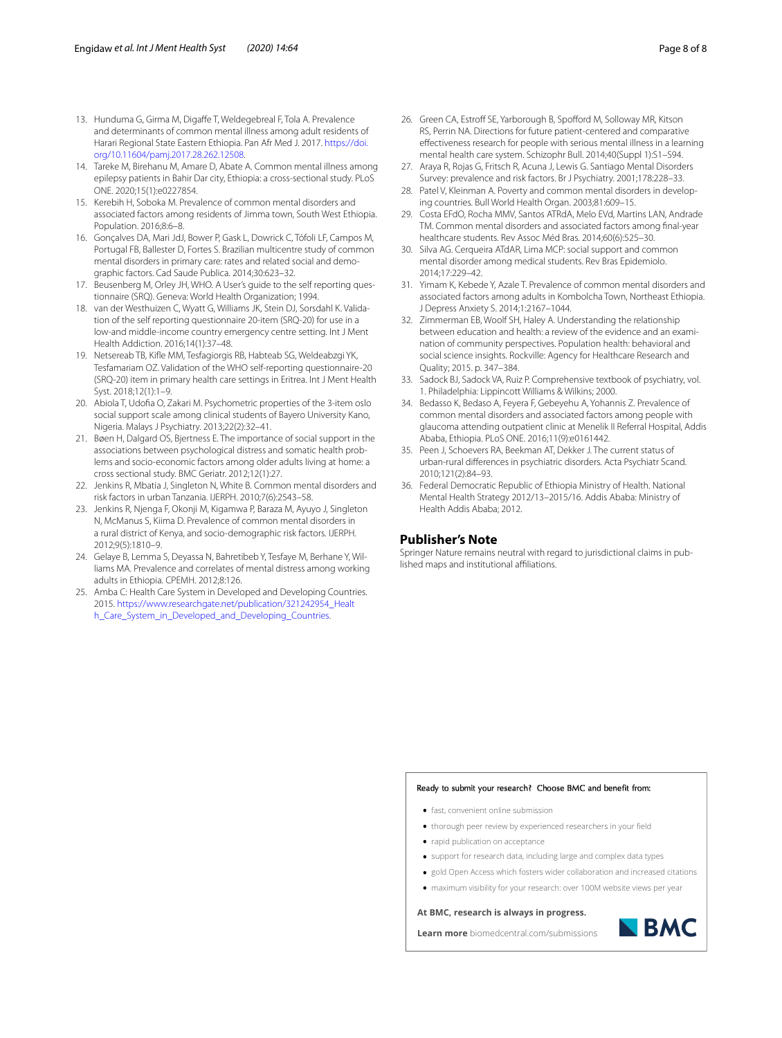13. Hunduma G, Girma M, Digaffe T, Weldegebreal F, Tola A. Prevalence and determinants of common mental illness among adult residents of Harari Regional State Eastern Ethiopia. Pan Afr Med J. 2017. https://doi.org/10.11604/pamj.2017.28.262.12508.
14. Tareke M, Birehanu M, Amare D, Abate A. Common mental illness among epilepsy patients in Bahir Dar city, Ethiopia: a cross-sectional study. PLoS ONE. 2020;15(1):e0227854.
15. Kerebih H, Soboka M. Prevalence of common mental disorders and associated factors among residents of Jimma town, South West Ethiopia. Population. 2016;8:6–8.
16. Gonçalves DA, Mari JdJ, Bower P, Gask L, Dowrick C, Tófoli LF, Campos M, Portugal FB, Ballester D, Fortes S. Brazilian multicentre study of common mental disorders in primary care: rates and related social and demographic factors. Cad Saude Publica. 2014;30:623–32.
17. Beusenberg M, Orley JH, WHO. A User's guide to the self reporting questionnaire (SRQ). Geneva: World Health Organization; 1994.
18. van der Westhuizen C, Wyatt G, Williams JK, Stein DJ, Sorsdahl K. Validation of the self reporting questionnaire 20-item (SRQ-20) for use in a low-and middle-income country emergency centre setting. Int J Ment Health Addiction. 2016;14(1):37–48.
19. Netsereab TB, Kifle MM, Tesfagiorgis RB, Habteab SG, Weldeabzgi YK, Tesfamariam OZ. Validation of the WHO self-reporting questionnaire-20 (SRQ-20) item in primary health care settings in Eritrea. Int J Ment Health Syst. 2018;12(1):1–9.
20. Abiola T, Udofia O, Zakari M. Psychometric properties of the 3-item oslo social support scale among clinical students of Bayero University Kano, Nigeria. Malays J Psychiatry. 2013;22(2):32–41.
21. Bøen H, Dalgard OS, Bjertness E. The importance of social support in the associations between psychological distress and somatic health problems and socio-economic factors among older adults living at home: a cross sectional study. BMC Geriatr. 2012;12(1):27.
22. Jenkins R, Mbatia J, Singleton N, White B. Common mental disorders and risk factors in urban Tanzania. IJERPH. 2010;7(6):2543–58.
23. Jenkins R, Njenga F, Okonji M, Kigamwa P, Baraza M, Ayuyo J, Singleton N, McManus S, Kiima D. Prevalence of common mental disorders in a rural district of Kenya, and socio-demographic risk factors. IJERPH. 2012;9(5):1810–9.
24. Gelaye B, Lemma S, Deyassa N, Bahretibeb Y, Tesfaye M, Berhane Y, Williams MA. Prevalence and correlates of mental distress among working adults in Ethiopia. CPEMH. 2012;8:126.
25. Amba C: Health Care System in Developed and Developing Countries. 2015. https://www.researchgate.net/publication/321242954_Health_Care_System_in_Developed_and_Developing_Countries.
26. Green CA, Estroff SE, Yarborough B, Spofford M, Solloway MR, Kitson RS, Perrin NA. Directions for future patient-centered and comparative effectiveness research for people with serious mental illness in a learning mental health care system. Schizophr Bull. 2014;40(Suppl 1):S1–S94.
27. Araya R, Rojas G, Fritsch R, Acuna J, Lewis G. Santiago Mental Disorders Survey: prevalence and risk factors. Br J Psychiatry. 2001;178:228–33.
28. Patel V, Kleinman A. Poverty and common mental disorders in developing countries. Bull World Health Organ. 2003;81:609–15.
29. Costa EFdO, Rocha MMV, Santos ATRdA, Melo EVd, Martins LAN, Andrade TM. Common mental disorders and associated factors among final-year healthcare students. Rev Assoc Méd Bras. 2014;60(6):525–30.
30. Silva AG. Cerqueira ATdAR, Lima MCP: social support and common mental disorder among medical students. Rev Bras Epidemiolo. 2014;17:229–42.
31. Yimam K, Kebede Y, Azale T. Prevalence of common mental disorders and associated factors among adults in Kombolcha Town, Northeast Ethiopia. J Depress Anxiety S. 2014;1:2167–1044.
32. Zimmerman EB, Woolf SH, Haley A. Understanding the relationship between education and health: a review of the evidence and an examination of community perspectives. Population health: behavioral and social science insights. Rockville: Agency for Healthcare Research and Quality; 2015. p. 347–384.
33. Sadock BJ, Sadock VA, Ruiz P. Comprehensive textbook of psychiatry, vol. 1. Philadelphia: Lippincott Williams & Wilkins; 2000.
34. Bedasso K, Bedaso A, Feyera F, Gebeyehu A, Yohannis Z. Prevalence of common mental disorders and associated factors among people with glaucoma attending outpatient clinic at Menelik II Referral Hospital, Addis Ababa, Ethiopia. PLoS ONE. 2016;11(9):e0161442.
35. Peen J, Schoevers RA, Beekman AT, Dekker J. The current status of urban-rural differences in psychiatric disorders. Acta Psychiatr Scand. 2010;121(2):84–93.
36. Federal Democratic Republic of Ethiopia Ministry of Health. National Mental Health Strategy 2012/13–2015/16. Addis Ababa: Ministry of Health Addis Ababa; 2012.

## Publisher's Note

Springer Nature remains neutral with regard to jurisdictional claims in published maps and institutional affiliations.

Ready to submit your research? Choose BMC and benefit from:

- fast, convenient online submission
- thorough peer review by experienced researchers in your field
- rapid publication on acceptance
- support for research data, including large and complex data types
- gold Open Access which fosters wider collaboration and increased citations
- maximum visibility for your research: over 100M website views per year

**At BMC, research is always in progress.**

**Learn more** biomedcentral.com/submissions

BMC